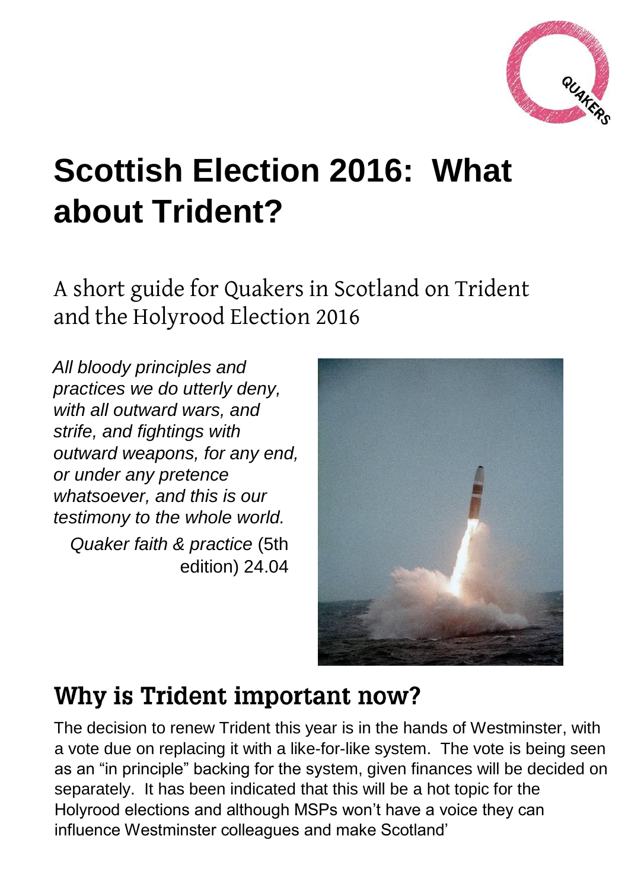# Scottish Election 2016: What about Trident?

A short guide for Quakers in Scotland on Trident and the Holyrood Election 2016

> *All bloody principles and practices we do utterly deny, with all outward wars, and strife, and fightings with outward weapons, for any end, or under any pretence whatsoever, and this is our testimony to the whole world.*
>
> *Quaker faith & practice* (5th edition) 24.04

## Why is Trident important now?

The decision to renew Trident this year is in the hands of Westminster, with a vote due on replacing it with a like-for-like system. The vote is being seen as an "in principle" backing for the system, given finances will be decided on separately. It has been indicated that this will be a hot topic for the Holyrood elections and although MSPs won't have a voice they can influence Westminster colleagues and make Scotland'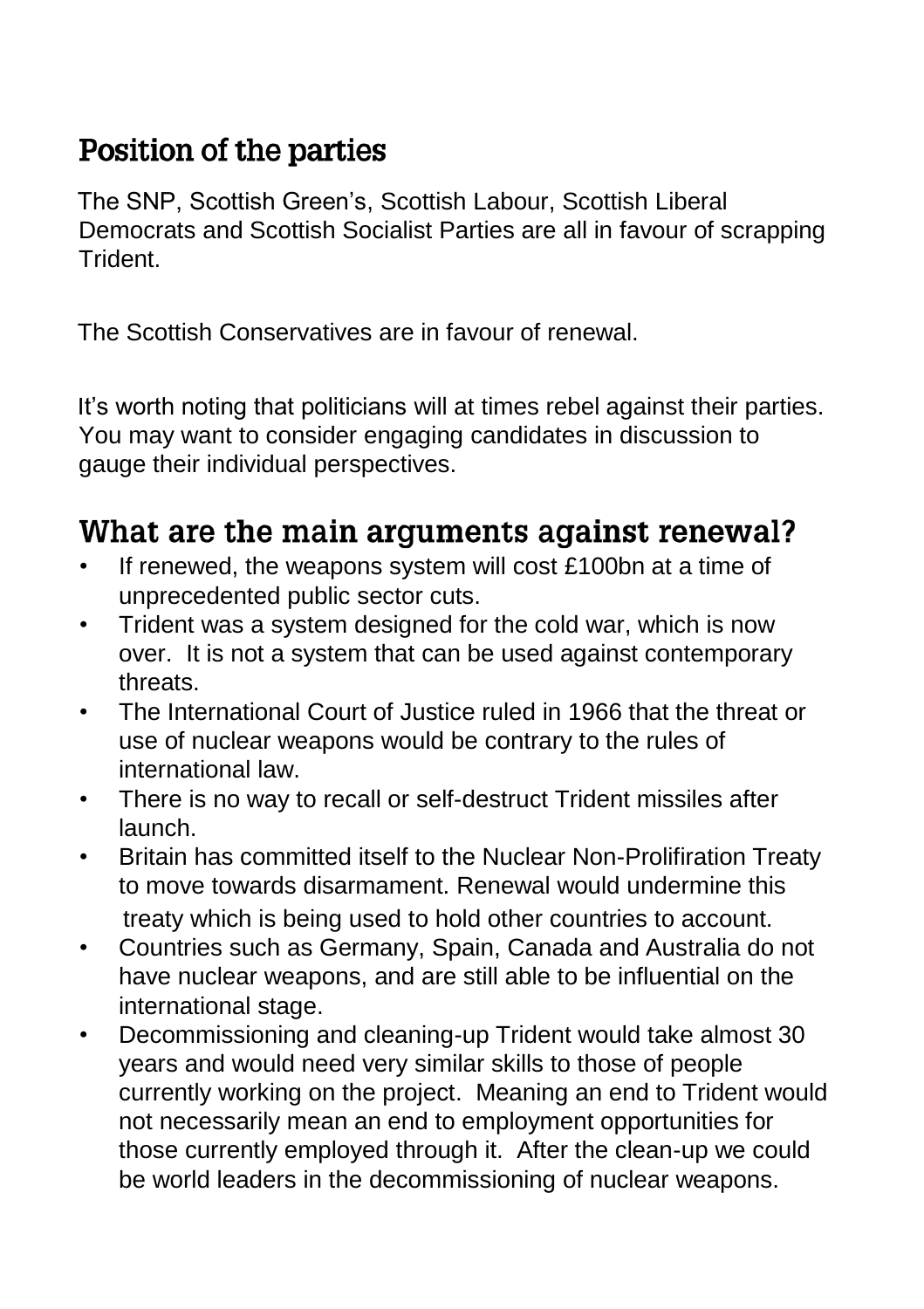## Position of the parties

The SNP, Scottish Green's, Scottish Labour, Scottish Liberal Democrats and Scottish Socialist Parties are all in favour of scrapping Trident.

The Scottish Conservatives are in favour of renewal.

It's worth noting that politicians will at times rebel against their parties. You may want to consider engaging candidates in discussion to gauge their individual perspectives.

## What are the main arguments against renewal?

- If renewed, the weapons system will cost £100bn at a time of unprecedented public sector cuts.
- Trident was a system designed for the cold war, which is now over. It is not a system that can be used against contemporary threats.
- The International Court of Justice ruled in 1966 that the threat or use of nuclear weapons would be contrary to the rules of international law.
- There is no way to recall or self-destruct Trident missiles after launch.
- Britain has committed itself to the Nuclear Non-Prolifiration Treaty to move towards disarmament. Renewal would undermine this treaty which is being used to hold other countries to account.
- Countries such as Germany, Spain, Canada and Australia do not have nuclear weapons, and are still able to be influential on the international stage.
- Decommissioning and cleaning-up Trident would take almost 30 years and would need very similar skills to those of people currently working on the project. Meaning an end to Trident would not necessarily mean an end to employment opportunities for those currently employed through it. After the clean-up we could be world leaders in the decommissioning of nuclear weapons.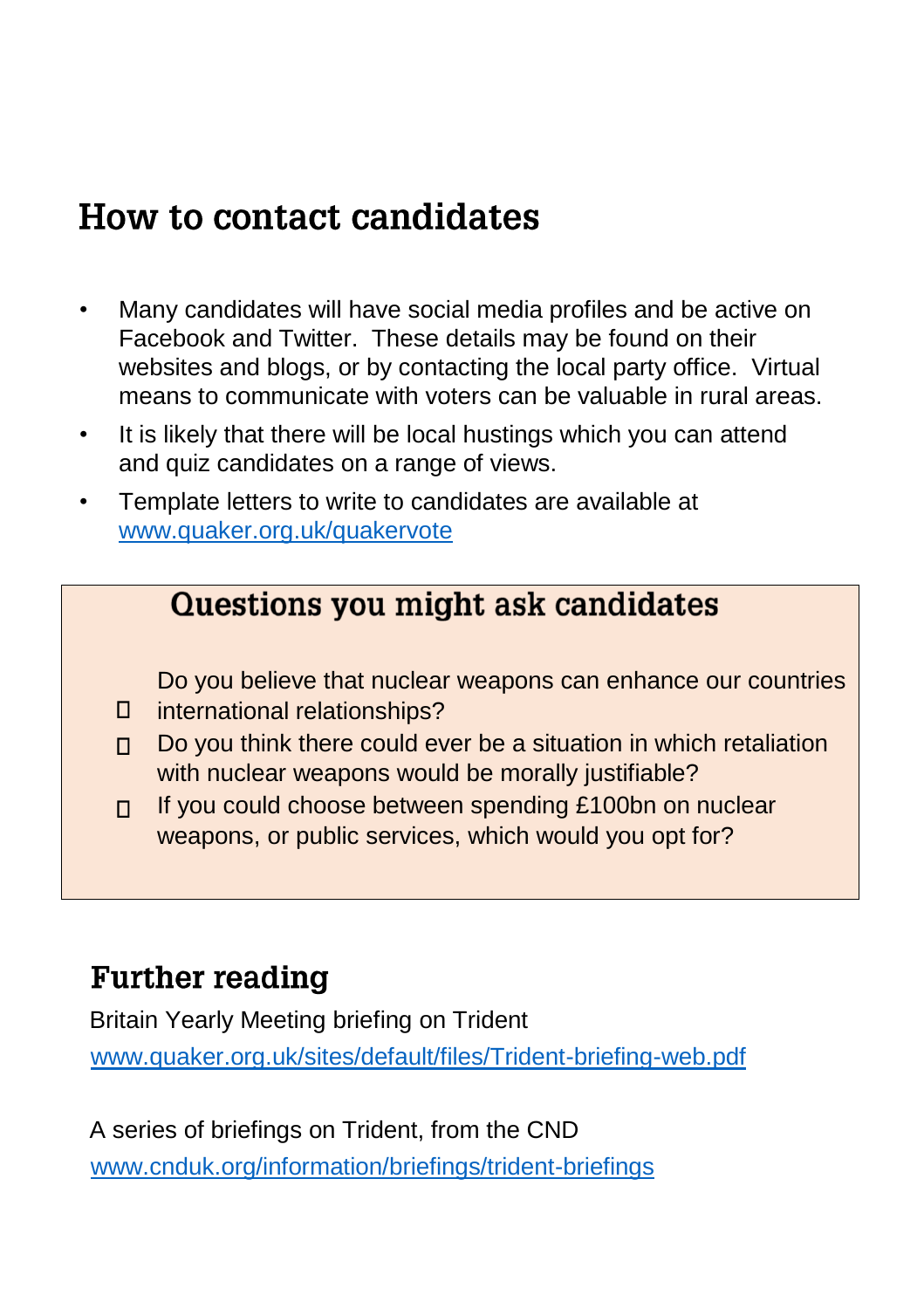## How to contact candidates

- Many candidates will have social media profiles and be active on Facebook and Twitter. These details may be found on their websites and blogs, or by contacting the local party office. Virtual means to communicate with voters can be valuable in rural areas.
- It is likely that there will be local hustings which you can attend and quiz candidates on a range of views.
- Template letters to write to candidates are available at [www.quaker.org.uk/quakervote](www.quaker.org.uk/quakervote)

### Questions you might ask candidates

- Do you believe that nuclear weapons can enhance our countries international relationships?
- Do you think there could ever be a situation in which retaliation with nuclear weapons would be morally justifiable?
- If you could choose between spending £100bn on nuclear weapons, or public services, which would you opt for?

## Further reading

Britain Yearly Meeting briefing on Trident

[www.quaker.org.uk/sites/default/files/Trident-briefing-web.pdf](www.quaker.org.uk/sites/default/files/Trident-briefing-web.pdf)

A series of briefings on Trident, from the CND

[www.cnduk.org/information/briefings/trident-briefings](www.cnduk.org/information/briefings/trident-briefings)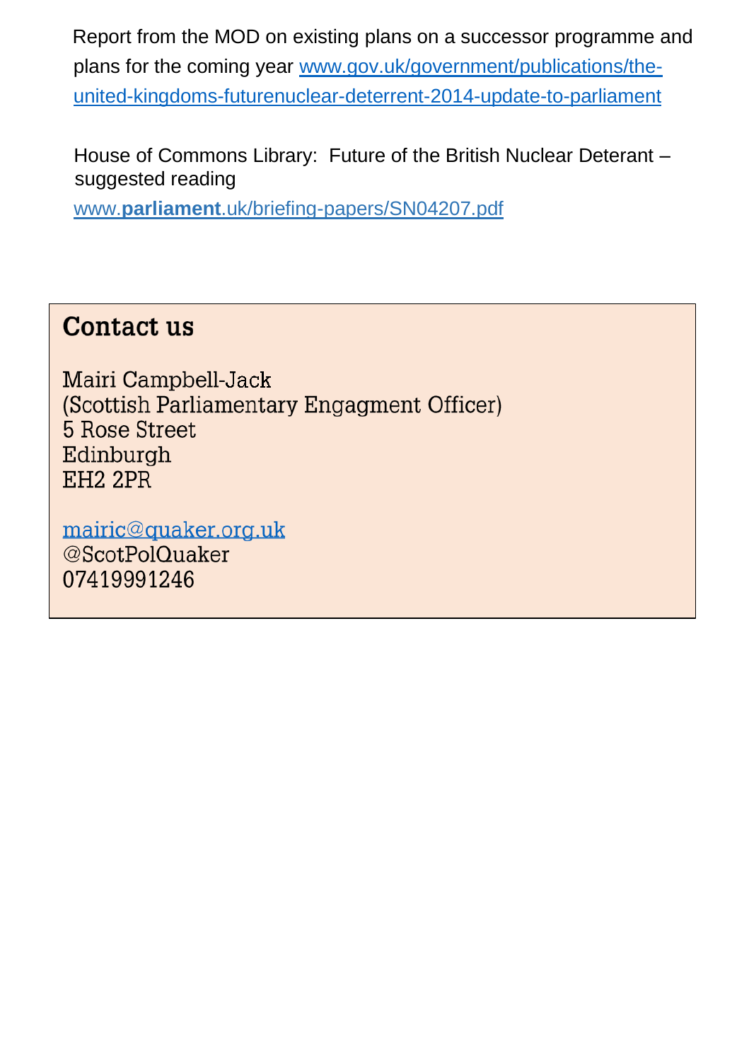Report from the MOD on existing plans on a successor programme and plans for the coming year [www.gov.uk/government/publications/the-united-kingdoms-futurenuclear-deterrent-2014-update-to-parliament](www.gov.uk/government/publications/the-united-kingdoms-futurenuclear-deterrent-2014-update-to-parliament)

House of Commons Library: Future of the British Nuclear Deterant – suggested reading

[www.**parliament**.uk/briefing-papers/SN04207.pdf](www.parliament.uk/briefing-papers/SN04207.pdf)

## Contact us

Mairi Campbell-Jack
(Scottish Parliamentary Engagment Officer)
5 Rose Street
Edinburgh
EH2 2PR

[mairic@quaker.org.uk](mailto:mairic@quaker.org.uk)
@ScotPolQuaker
07419991246